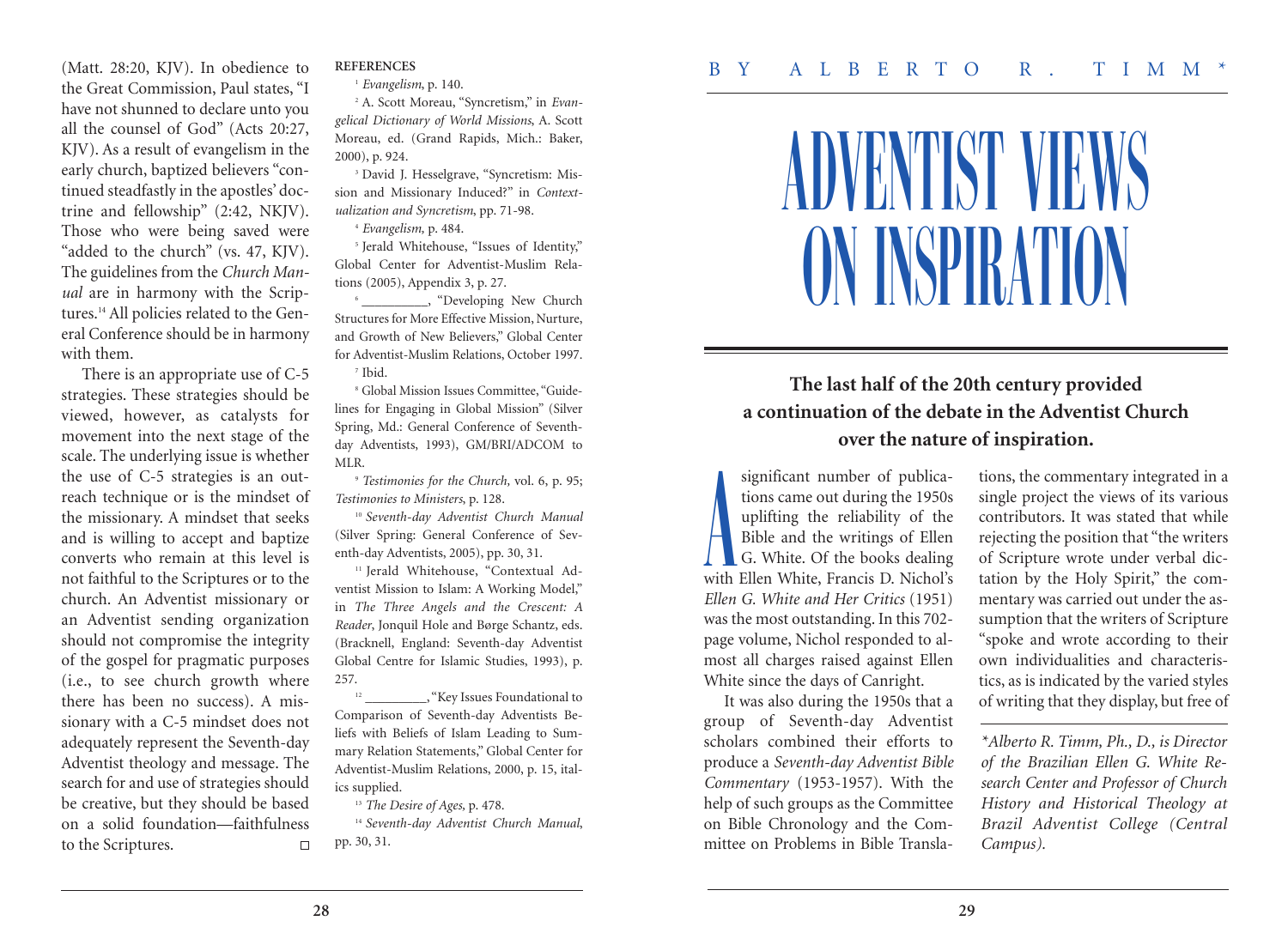(Matt. 28:20, KJV). In obedience to the Great Commission, Paul states, "I have not shunned to declare unto you all the counsel of God" (Acts 20:27, KJV). As a result of evangelism in the early church, baptized believers "continued steadfastly in the apostles' doctrine and fellowship" (2:42, NKJV). Those who were being saved were "added to the church" (vs. 47, KJV). The guidelines from the *Church Manual* are in harmony with the Scriptures.[14] All policies related to the General Conference should be in harmony with them.

There is an appropriate use of C-5 strategies. These strategies should be viewed, however, as catalysts for movement into the next stage of the scale. The underlying issue is whether the use of C-5 strategies is an outreach technique or is the mindset of the missionary. A mindset that seeks and is willing to accept and baptize converts who remain at this level is not faithful to the Scriptures or to the church. An Adventist missionary or an Adventist sending organization should not compromise the integrity of the gospel for pragmatic purposes (i.e., to see church growth where there has been no success). A missionary with a C-5 mindset does not adequately represent the Seventh-day Adventist theology and message. The search for and use of strategies should be creative, but they should be based on a solid foundation—faithfulness to the Scriptures. □

**REFERENCES**

[1] *Evangelism*, p. 140.

[2] A. Scott Moreau, "Syncretism," in *Evangelical Dictionary of World Missions*, A. Scott Moreau, ed. (Grand Rapids, Mich.: Baker, 2000), p. 924.

[3] David J. Hesselgrave, "Syncretism: Mission and Missionary Induced?" in *Contextualization and Syncretism*, pp. 71-98.

[4] *Evangelism,* p. 484.

[5] Jerald Whitehouse, "Issues of Identity," Global Center for Adventist-Muslim Relations (2005), Appendix 3, p. 27.

[6] __________, "Developing New Church Structures for More Effective Mission, Nurture, and Growth of New Believers," Global Center for Adventist-Muslim Relations, October 1997.

[7] Ibid.

[8] Global Mission Issues Committee, "Guidelines for Engaging in Global Mission" (Silver Spring, Md.: General Conference of Seventh-day Adventists, 1993), GM/BRI/ADCOM to MLR.

[9] *Testimonies for the Church,* vol. 6, p. 95; *Testimonies to Ministers*, p. 128.

[10] *Seventh-day Adventist Church Manual* (Silver Spring: General Conference of Seventh-day Adventists, 2005), pp. 30, 31.

[11] Jerald Whitehouse, "Contextual Adventist Mission to Islam: A Working Model," in *The Three Angels and the Crescent: A Reader*, Jonquil Hole and Børge Schantz, eds. (Bracknell, England: Seventh-day Adventist Global Centre for Islamic Studies, 1993), p. 257.

[12] _________, "Key Issues Foundational to Comparison of Seventh-day Adventists Beliefs with Beliefs of Islam Leading to Summary Relation Statements," Global Center for Adventist-Muslim Relations, 2000, p. 15, italics supplied.

[13] *The Desire of Ages,* p. 478.

[14] *Seventh-day Adventist Church Manual*, pp. 30, 31.

BY ALBERTO R. TIMM*

# ADVENTIST VIEWS ON INSPIRATION

**The last half of the 20th century provided a continuation of the debate in the Adventist Church over the nature of inspiration.**

A significant number of publications came out during the 1950s uplifting the reliability of the Bible and the writings of Ellen G. White. Of the books dealing with Ellen White, Francis D. Nichol's *Ellen G. White and Her Critics* (1951) was the most outstanding. In this 702-page volume, Nichol responded to almost all charges raised against Ellen White since the days of Canright.

It was also during the 1950s that a group of Seventh-day Adventist scholars combined their efforts to produce a *Seventh-day Adventist Bible Commentary* (1953-1957). With the help of such groups as the Committee on Bible Chronology and the Committee on Problems in Bible Translations, the commentary integrated in a single project the views of its various contributors. It was stated that while rejecting the position that "the writers of Scripture wrote under verbal dictation by the Holy Spirit," the commentary was carried out under the assumption that the writers of Scripture "spoke and wrote according to their own individualities and characteristics, as is indicated by the varied styles of writing that they display, but free of

*\*Alberto R. Timm, Ph., D., is Director of the Brazilian Ellen G. White Research Center and Professor of Church History and Historical Theology at Brazil Adventist College (Central Campus).*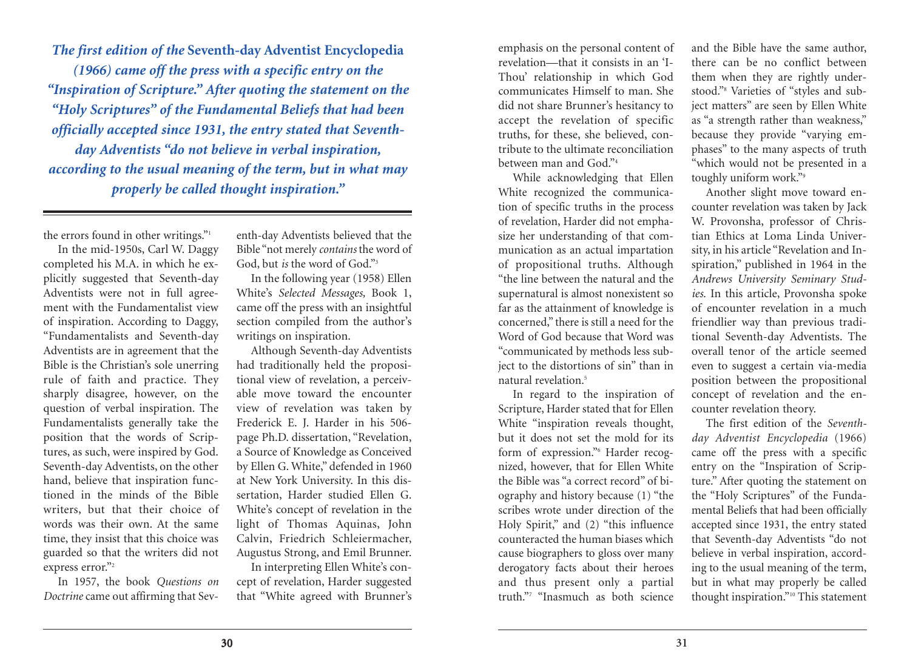*The first edition of the* **Seventh-day Adventist Encyclopedia** *(1966) came off the press with a specific entry on the "Inspiration of Scripture." After quoting the statement on the "Holy Scriptures" of the Fundamental Beliefs that had been officially accepted since 1931, the entry stated that Seventh-day Adventists "do not believe in verbal inspiration, according to the usual meaning of the term, but in what may properly be called thought inspiration."*

---

the errors found in other writings."[1]

In the mid-1950s, Carl W. Daggy completed his M.A. in which he explicitly suggested that Seventh-day Adventists were not in full agreement with the Fundamentalist view of inspiration. According to Daggy, "Fundamentalists and Seventh-day Adventists are in agreement that the Bible is the Christian's sole unerring rule of faith and practice. They sharply disagree, however, on the question of verbal inspiration. The Fundamentalists generally take the position that the words of Scriptures, as such, were inspired by God. Seventh-day Adventists, on the other hand, believe that inspiration functioned in the minds of the Bible writers, but that their choice of words was their own. At the same time, they insist that this choice was guarded so that the writers did not express error."[2]

In 1957, the book *Questions on Doctrine* came out affirming that Seventh-day Adventists believed that the Bible "not merely *contains* the word of God, but *is* the word of God."[3]

In the following year (1958) Ellen White's *Selected Messages,* Book 1, came off the press with an insightful section compiled from the author's writings on inspiration.

Although Seventh-day Adventists had traditionally held the propositional view of revelation, a perceivable move toward the encounter view of revelation was taken by Frederick E. J. Harder in his 506-page Ph.D. dissertation, "Revelation, a Source of Knowledge as Conceived by Ellen G. White," defended in 1960 at New York University. In this dissertation, Harder studied Ellen G. White's concept of revelation in the light of Thomas Aquinas, John Calvin, Friedrich Schleiermacher, Augustus Strong, and Emil Brunner.

In interpreting Ellen White's concept of revelation, Harder suggested that "White agreed with Brunner's emphasis on the personal content of revelation—that it consists in an 'I-Thou' relationship in which God communicates Himself to man. She did not share Brunner's hesitancy to accept the revelation of specific truths, for these, she believed, contribute to the ultimate reconciliation between man and God."[4]

While acknowledging that Ellen White recognized the communication of specific truths in the process of revelation, Harder did not emphasize her understanding of that communication as an actual impartation of propositional truths. Although "the line between the natural and the supernatural is almost nonexistent so far as the attainment of knowledge is concerned," there is still a need for the Word of God because that Word was "communicated by methods less subject to the distortions of sin" than in natural revelation.[5]

In regard to the inspiration of Scripture, Harder stated that for Ellen White "inspiration reveals thought, but it does not set the mold for its form of expression."[6] Harder recognized, however, that for Ellen White the Bible was "a correct record" of biography and history because (1) "the scribes wrote under direction of the Holy Spirit," and (2) "this influence counteracted the human biases which cause biographers to gloss over many derogatory facts about their heroes and thus present only a partial truth."[7] "Inasmuch as both science and the Bible have the same author, there can be no conflict between them when they are rightly understood."[8] Varieties of "styles and subject matters" are seen by Ellen White as "a strength rather than weakness," because they provide "varying emphases" to the many aspects of truth "which would not be presented in a toughly uniform work."[9]

Another slight move toward encounter revelation was taken by Jack W. Provonsha, professor of Christian Ethics at Loma Linda University, in his article "Revelation and Inspiration," published in 1964 in the *Andrews University Seminary Studies.* In this article, Provonsha spoke of encounter revelation in a much friendlier way than previous traditional Seventh-day Adventists. The overall tenor of the article seemed even to suggest a certain via-media position between the propositional concept of revelation and the encounter revelation theory.

The first edition of the *Seventh-day Adventist Encyclopedia* (1966) came off the press with a specific entry on the "Inspiration of Scripture." After quoting the statement on the "Holy Scriptures" of the Fundamental Beliefs that had been officially accepted since 1931, the entry stated that Seventh-day Adventists "do not believe in verbal inspiration, according to the usual meaning of the term, but in what may properly be called thought inspiration."[10] This statement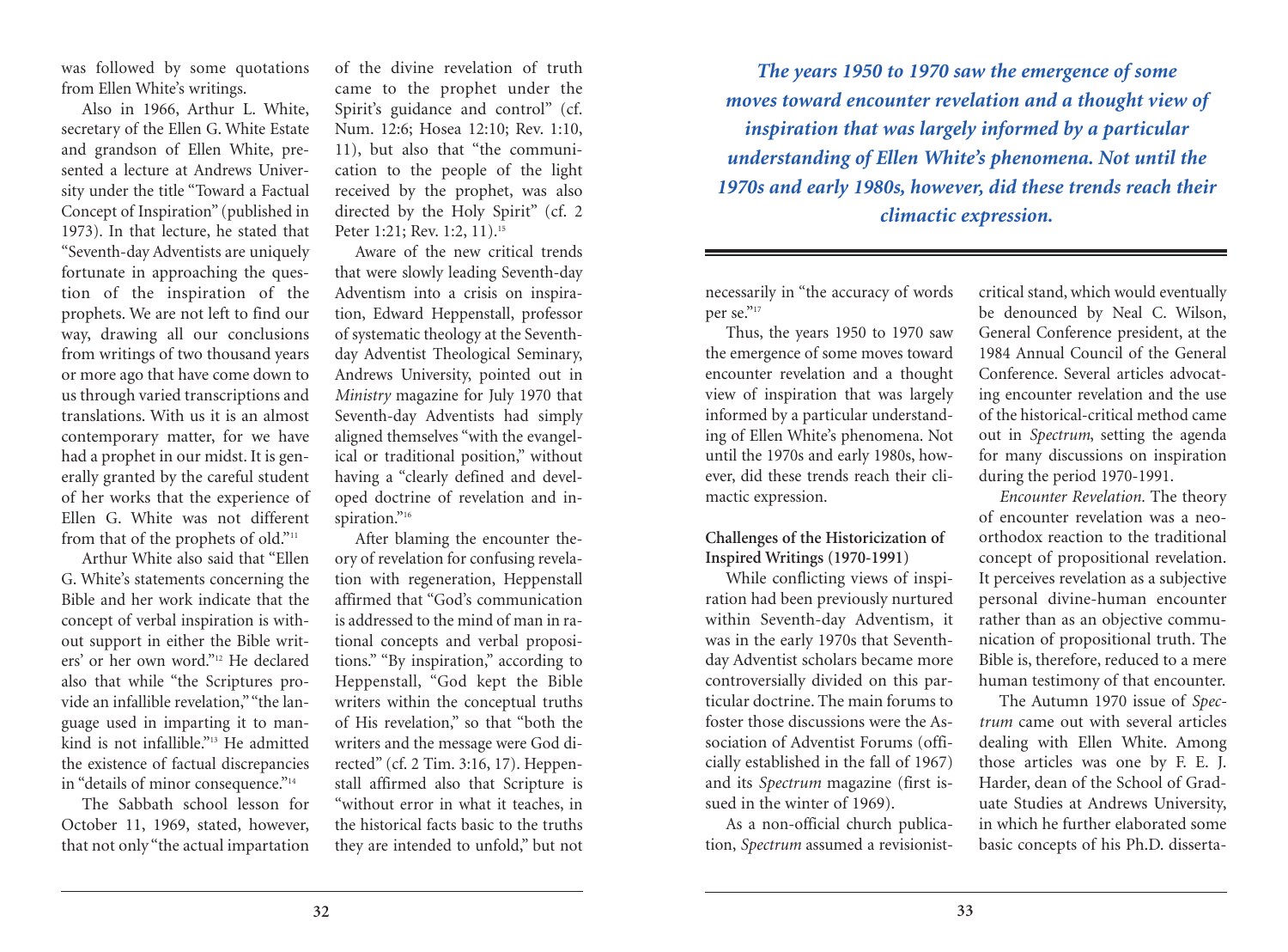was followed by some quotations from Ellen White's writings.

Also in 1966, Arthur L. White, secretary of the Ellen G. White Estate and grandson of Ellen White, presented a lecture at Andrews University under the title "Toward a Factual Concept of Inspiration" (published in 1973). In that lecture, he stated that "Seventh-day Adventists are uniquely fortunate in approaching the question of the inspiration of the prophets. We are not left to find our way, drawing all our conclusions from writings of two thousand years or more ago that have come down to us through varied transcriptions and translations. With us it is an almost contemporary matter, for we have had a prophet in our midst. It is generally granted by the careful student of her works that the experience of Ellen G. White was not different from that of the prophets of old."[11]

Arthur White also said that "Ellen G. White's statements concerning the Bible and her work indicate that the concept of verbal inspiration is without support in either the Bible writers' or her own word."[12] He declared also that while "the Scriptures provide an infallible revelation," "the language used in imparting it to mankind is not infallible."[13] He admitted the existence of factual discrepancies in "details of minor consequence."[14]

The Sabbath school lesson for October 11, 1969, stated, however, that not only "the actual impartation of the divine revelation of truth came to the prophet under the Spirit's guidance and control" (cf. Num. 12:6; Hosea 12:10; Rev. 1:10, 11), but also that "the communication to the people of the light received by the prophet, was also directed by the Holy Spirit" (cf. 2 Peter 1:21; Rev. 1:2, 11).[15]

Aware of the new critical trends that were slowly leading Seventh-day Adventism into a crisis on inspiration, Edward Heppenstall, professor of systematic theology at the Seventh-day Adventist Theological Seminary, Andrews University, pointed out in *Ministry* magazine for July 1970 that Seventh-day Adventists had simply aligned themselves "with the evangelical or traditional position," without having a "clearly defined and developed doctrine of revelation and inspiration."[16]

After blaming the encounter theory of revelation for confusing revelation with regeneration, Heppenstall affirmed that "God's communication is addressed to the mind of man in rational concepts and verbal propositions." "By inspiration," according to Heppenstall, "God kept the Bible writers within the conceptual truths of His revelation," so that "both the writers and the message were God directed" (cf. 2 Tim. 3:16, 17). Heppenstall affirmed also that Scripture is "without error in what it teaches, in the historical facts basic to the truths they are intended to unfold," but not necessarily in "the accuracy of words per se."[17]

Thus, the years 1950 to 1970 saw the emergence of some moves toward encounter revelation and a thought view of inspiration that was largely informed by a particular understanding of Ellen White's phenomena. Not until the 1970s and early 1980s, however, did these trends reach their climactic expression.

***The years 1950 to 1970 saw the emergence of some moves toward encounter revelation and a thought view of inspiration that was largely informed by a particular understanding of Ellen White's phenomena. Not until the 1970s and early 1980s, however, did these trends reach their climactic expression.***

### Challenges of the Historicization of Inspired Writings (1970-1991)

While conflicting views of inspiration had been previously nurtured within Seventh-day Adventism, it was in the early 1970s that Seventh-day Adventist scholars became more controversially divided on this particular doctrine. The main forums to foster those discussions were the Association of Adventist Forums (officially established in the fall of 1967) and its *Spectrum* magazine (first issued in the winter of 1969).

As a non-official church publication, *Spectrum* assumed a revisionist-critical stand, which would eventually be denounced by Neal C. Wilson, General Conference president, at the 1984 Annual Council of the General Conference. Several articles advocating encounter revelation and the use of the historical-critical method came out in *Spectrum*, setting the agenda for many discussions on inspiration during the period 1970-1991.

*Encounter Revelation.* The theory of encounter revelation was a neo-orthodox reaction to the traditional concept of propositional revelation. It perceives revelation as a subjective personal divine-human encounter rather than as an objective communication of propositional truth. The Bible is, therefore, reduced to a mere human testimony of that encounter.

The Autumn 1970 issue of *Spectrum* came out with several articles dealing with Ellen White. Among those articles was one by F. E. J. Harder, dean of the School of Graduate Studies at Andrews University, in which he further elaborated some basic concepts of his Ph.D. disserta-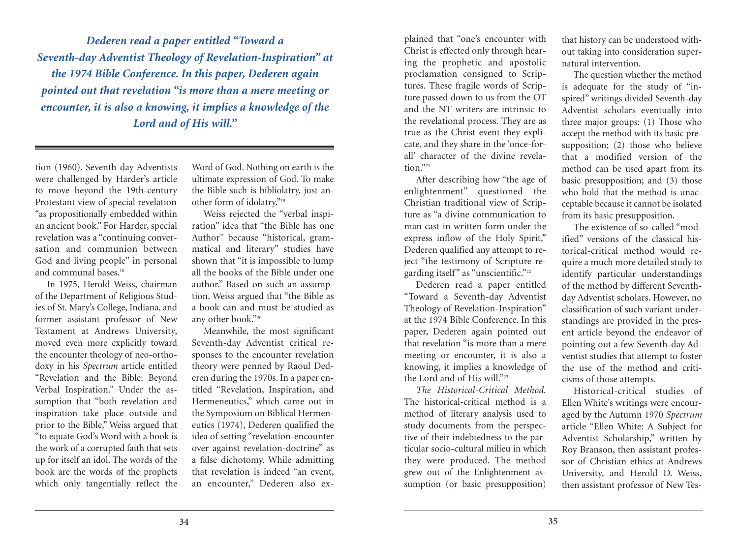*Dederen read a paper entitled "Toward a Seventh-day Adventist Theology of Revelation-Inspiration" at the 1974 Bible Conference. In this paper, Dederen again pointed out that revelation "is more than a mere meeting or encounter, it is also a knowing, it implies a knowledge of the Lord and of His will."*

tion (1960). Seventh-day Adventists were challenged by Harder's article to move beyond the 19th-century Protestant view of special revelation "as propositionally embedded within an ancient book." For Harder, special revelation was a "continuing conversation and communion between God and living people" in personal and communal bases.[18]

In 1975, Herold Weiss, chairman of the Department of Religious Studies of St. Mary's College, Indiana, and former assistant professor of New Testament at Andrews University, moved even more explicitly toward the encounter theology of neo-orthodoxy in his *Spectrum* article entitled "Revelation and the Bible: Beyond Verbal Inspiration." Under the assumption that "both revelation and inspiration take place outside and prior to the Bible," Weiss argued that "to equate God's Word with a book is the work of a corrupted faith that sets up for itself an idol. The words of the book are the words of the prophets which only tangentially reflect the Word of God. Nothing on earth is the ultimate expression of God. To make the Bible such is bibliolatry, just another form of idolatry."[19]

Weiss rejected the "verbal inspiration" idea that "the Bible has one Author" because "historical, grammatical and literary" studies have shown that "it is impossible to lump all the books of the Bible under one author." Based on such an assumption. Weiss argued that "the Bible as a book can and must be studied as any other book."[20]

Meanwhile, the most significant Seventh-day Adventist critical responses to the encounter revelation theory were penned by Raoul Dederen during the 1970s. In a paper entitled "Revelation, Inspiration, and Hermeneutics," which came out in the Symposium on Biblical Hermeneutics (1974), Dederen qualified the idea of setting "revelation-encounter over against revelation-doctrine" as a false dichotomy. While admitting that revelation is indeed "an event, an encounter," Dederen also explained that "one's encounter with Christ is effected only through hearing the prophetic and apostolic proclamation consigned to Scriptures. These fragile words of Scripture passed down to us from the OT and the NT writers are intrinsic to the revelational process. They are as true as the Christ event they explicate, and they share in the 'once-for-all' character of the divine revelation."[21]

After describing how "the age of enlightenment" questioned the Christian traditional view of Scripture as "a divine communication to man cast in written form under the express inflow of the Holy Spirit," Dederen qualified any attempt to reject "the testimony of Scripture regarding itself" as "unscientific."[22]

Dederen read a paper entitled "Toward a Seventh-day Adventist Theology of Revelation-Inspiration" at the 1974 Bible Conference. In this paper, Dederen again pointed out that revelation "is more than a mere meeting or encounter, it is also a knowing, it implies a knowledge of the Lord and of His will."[23]

*The Historical-Critical Method.* The historical-critical method is a method of literary analysis used to study documents from the perspective of their indebtedness to the particular socio-cultural milieu in which they were produced. The method grew out of the Enlightenment assumption (or basic presupposition) that history can be understood without taking into consideration supernatural intervention.

The question whether the method is adequate for the study of "inspired" writings divided Seventh-day Adventist scholars eventually into three major groups: (1) Those who accept the method with its basic presupposition; (2) those who believe that a modified version of the method can be used apart from its basic presupposition; and (3) those who hold that the method is unacceptable because it cannot be isolated from its basic presupposition.

The existence of so-called "modified" versions of the classical historical-critical method would require a much more detailed study to identify particular understandings of the method by different Seventh-day Adventist scholars. However, no classification of such variant understandings are provided in the present article beyond the endeavor of pointing out a few Seventh-day Adventist studies that attempt to foster the use of the method and criticisms of those attempts.

Historical-critical studies of Ellen White's writings were encouraged by the Autumn 1970 *Spectrum* article "Ellen White: A Subject for Adventist Scholarship," written by Roy Branson, then assistant professor of Christian ethics at Andrews University, and Herold D. Weiss, then assistant professor of New Tes-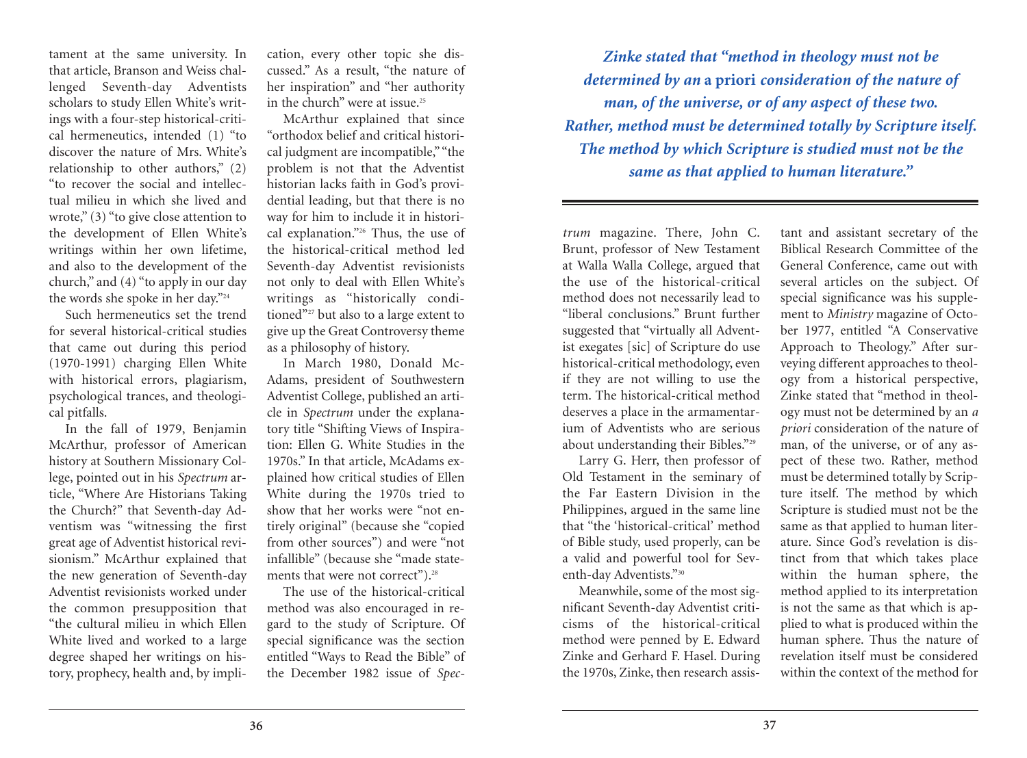tament at the same university. In that article, Branson and Weiss challenged Seventh-day Adventists scholars to study Ellen White's writings with a four-step historical-critical hermeneutics, intended (1) "to discover the nature of Mrs. White's relationship to other authors," (2) "to recover the social and intellectual milieu in which she lived and wrote," (3) "to give close attention to the development of Ellen White's writings within her own lifetime, and also to the development of the church," and (4) "to apply in our day the words she spoke in her day."[24]

Such hermeneutics set the trend for several historical-critical studies that came out during this period (1970-1991) charging Ellen White with historical errors, plagiarism, psychological trances, and theological pitfalls.

In the fall of 1979, Benjamin McArthur, professor of American history at Southern Missionary College, pointed out in his *Spectrum* article, "Where Are Historians Taking the Church?" that Seventh-day Adventism was "witnessing the first great age of Adventist historical revisionism." McArthur explained that the new generation of Seventh-day Adventist revisionists worked under the common presupposition that "the cultural milieu in which Ellen White lived and worked to a large degree shaped her writings on history, prophecy, health and, by implication, every other topic she discussed." As a result, "the nature of her inspiration" and "her authority in the church" were at issue.[25]

McArthur explained that since "orthodox belief and critical historical judgment are incompatible," "the problem is not that the Adventist historian lacks faith in God's providential leading, but that there is no way for him to include it in historical explanation."[26] Thus, the use of the historical-critical method led Seventh-day Adventist revisionists not only to deal with Ellen White's writings as "historically conditioned"[27] but also to a large extent to give up the Great Controversy theme as a philosophy of history.

In March 1980, Donald McAdams, president of Southwestern Adventist College, published an article in *Spectrum* under the explanatory title "Shifting Views of Inspiration: Ellen G. White Studies in the 1970s." In that article, McAdams explained how critical studies of Ellen White during the 1970s tried to show that her works were "not entirely original" (because she "copied from other sources") and were "not infallible" (because she "made statements that were not correct").[28]

The use of the historical-critical method was also encouraged in regard to the study of Scripture. Of special significance was the section entitled "Ways to Read the Bible" of the December 1982 issue of *Spectrum* magazine. There, John C. Brunt, professor of New Testament at Walla Walla College, argued that the use of the historical-critical method does not necessarily lead to "liberal conclusions." Brunt further suggested that "virtually all Adventist exegetes [sic] of Scripture do use historical-critical methodology, even if they are not willing to use the term. The historical-critical method deserves a place in the armamentarium of Adventists who are serious about understanding their Bibles."[29]

Larry G. Herr, then professor of Old Testament in the seminary of the Far Eastern Division in the Philippines, argued in the same line that "the 'historical-critical' method of Bible study, used properly, can be a valid and powerful tool for Seventh-day Adventists."[30]

Meanwhile, some of the most significant Seventh-day Adventist criticisms of the historical-critical method were penned by E. Edward Zinke and Gerhard F. Hasel. During the 1970s, Zinke, then research assistant and assistant secretary of the Biblical Research Committee of the General Conference, came out with several articles on the subject. Of special significance was his supplement to *Ministry* magazine of October 1977, entitled "A Conservative Approach to Theology." After surveying different approaches to theology from a historical perspective, Zinke stated that "method in theology must not be determined by an *a priori* consideration of the nature of man, of the universe, or of any aspect of these two. Rather, method must be determined totally by Scripture itself. The method by which Scripture is studied must not be the same as that applied to human literature. Since God's revelation is distinct from that which takes place within the human sphere, the method applied to its interpretation is not the same as that which is applied to what is produced within the human sphere. Thus the nature of revelation itself must be considered within the context of the method for

> ***Zinke stated that "method in theology must not be determined by an* a priori *consideration of the nature of man, of the universe, or of any aspect of these two. Rather, method must be determined totally by Scripture itself. The method by which Scripture is studied must not be the same as that applied to human literature."***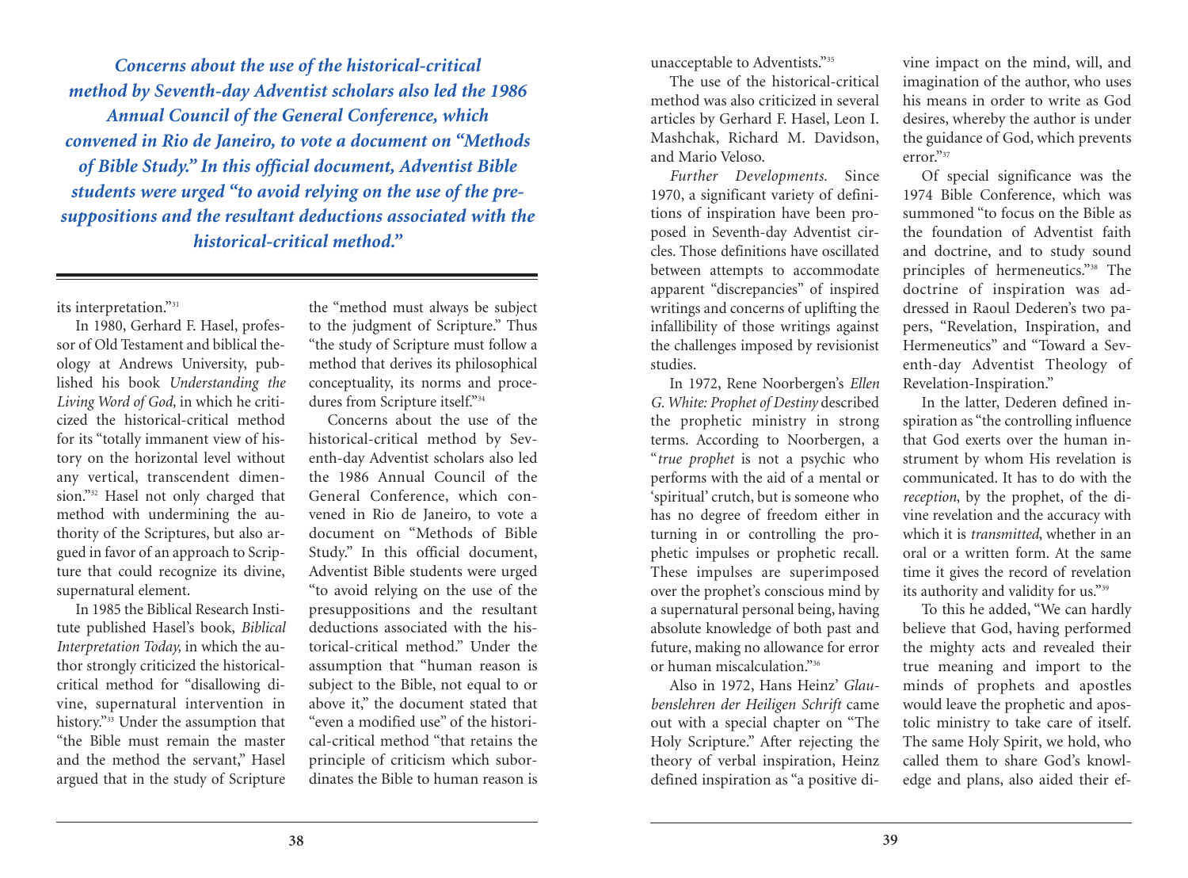> ***Concerns about the use of the historical-critical method by Seventh-day Adventist scholars also led the 1986 Annual Council of the General Conference, which convened in Rio de Janeiro, to vote a document on "Methods of Bible Study." In this official document, Adventist Bible students were urged "to avoid relying on the use of the presuppositions and the resultant deductions associated with the historical-critical method."***

its interpretation."[31]

In 1980, Gerhard F. Hasel, professor of Old Testament and biblical theology at Andrews University, published his book *Understanding the Living Word of God,* in which he criticized the historical-critical method for its "totally immanent view of history on the horizontal level without any vertical, transcendent dimension."[32] Hasel not only charged that method with undermining the authority of the Scriptures, but also argued in favor of an approach to Scripture that could recognize its divine, supernatural element.

In 1985 the Biblical Research Institute published Hasel's book, *Biblical Interpretation Today,* in which the author strongly criticized the historical-critical method for "disallowing divine, supernatural intervention in history."[33] Under the assumption that "the Bible must remain the master and the method the servant," Hasel argued that in the study of Scripture the "method must always be subject to the judgment of Scripture." Thus "the study of Scripture must follow a method that derives its philosophical conceptuality, its norms and procedures from Scripture itself."[34]

Concerns about the use of the historical-critical method by Seventh-day Adventist scholars also led the 1986 Annual Council of the General Conference, which convened in Rio de Janeiro, to vote a document on "Methods of Bible Study." In this official document, Adventist Bible students were urged "to avoid relying on the use of the presuppositions and the resultant deductions associated with the historical-critical method." Under the assumption that "human reason is subject to the Bible, not equal to or above it," the document stated that "even a modified use" of the historical-critical method "that retains the principle of criticism which subordinates the Bible to human reason is unacceptable to Adventists."[35]

The use of the historical-critical method was also criticized in several articles by Gerhard F. Hasel, Leon I. Mashchak, Richard M. Davidson, and Mario Veloso.

*Further Developments.* Since 1970, a significant variety of definitions of inspiration have been proposed in Seventh-day Adventist circles. Those definitions have oscillated between attempts to accommodate apparent "discrepancies" of inspired writings and concerns of uplifting the infallibility of those writings against the challenges imposed by revisionist studies.

In 1972, Rene Noorbergen's *Ellen G. White: Prophet of Destiny* described the prophetic ministry in strong terms. According to Noorbergen, a "*true prophet* is not a psychic who performs with the aid of a mental or 'spiritual' crutch, but is someone who has no degree of freedom either in turning in or controlling the prophetic impulses or prophetic recall. These impulses are superimposed over the prophet's conscious mind by a supernatural personal being, having absolute knowledge of both past and future, making no allowance for error or human miscalculation."[36]

Also in 1972, Hans Heinz' *Glaubenslehren der Heiligen Schrift* came out with a special chapter on "The Holy Scripture." After rejecting the theory of verbal inspiration, Heinz defined inspiration as "a positive divine impact on the mind, will, and imagination of the author, who uses his means in order to write as God desires, whereby the author is under the guidance of God, which prevents error."[37]

Of special significance was the 1974 Bible Conference, which was summoned "to focus on the Bible as the foundation of Adventist faith and doctrine, and to study sound principles of hermeneutics."[38] The doctrine of inspiration was addressed in Raoul Dederen's two papers, "Revelation, Inspiration, and Hermeneutics" and "Toward a Seventh-day Adventist Theology of Revelation-Inspiration."

In the latter, Dederen defined inspiration as "the controlling influence that God exerts over the human instrument by whom His revelation is communicated. It has to do with the *reception*, by the prophet, of the divine revelation and the accuracy with which it is *transmitted*, whether in an oral or a written form. At the same time it gives the record of revelation its authority and validity for us."[39]

To this he added, "We can hardly believe that God, having performed the mighty acts and revealed their true meaning and import to the minds of prophets and apostles would leave the prophetic and apostolic ministry to take care of itself. The same Holy Spirit, we hold, who called them to share God's knowledge and plans, also aided their ef-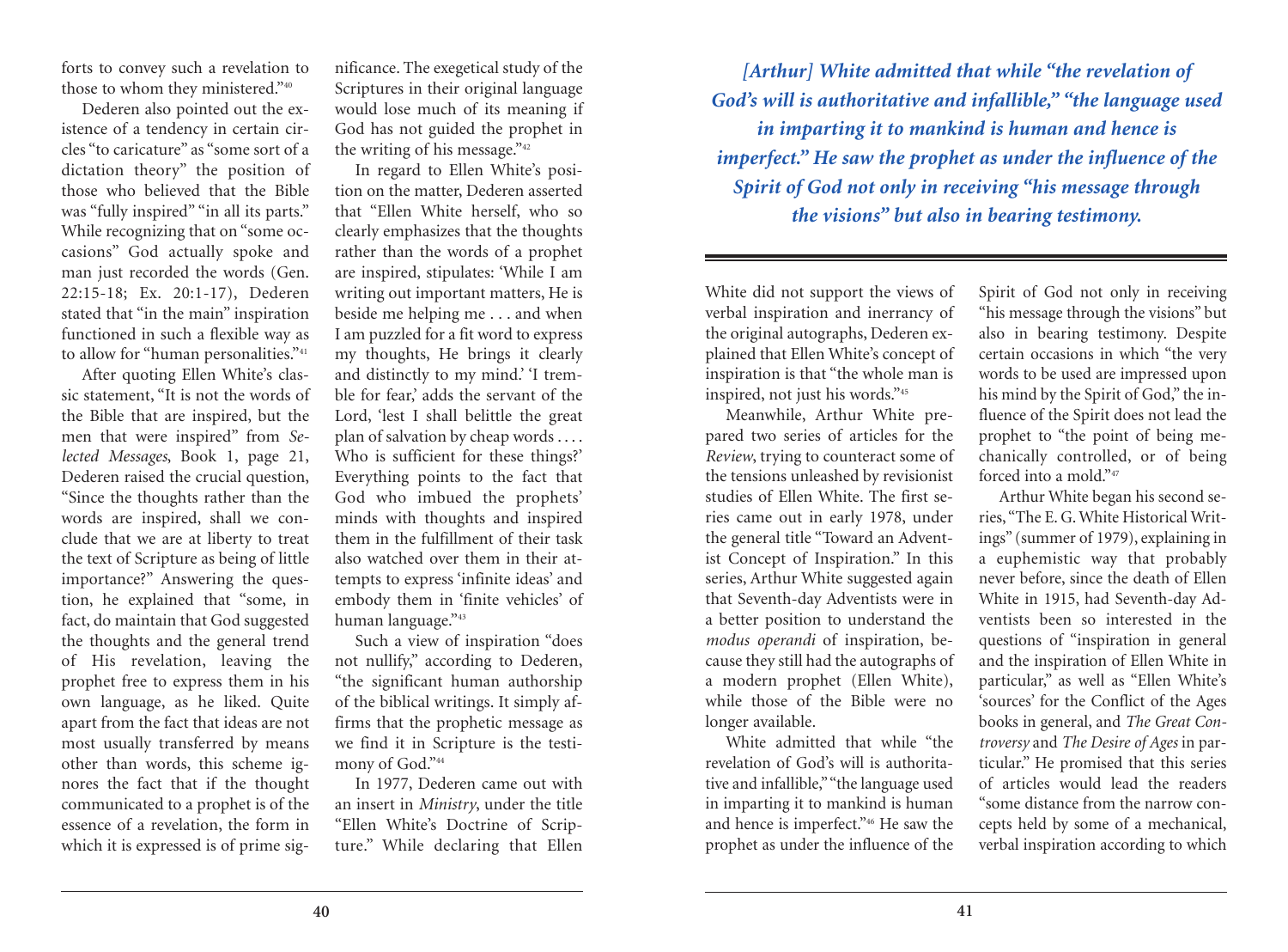forts to convey such a revelation to those to whom they ministered."[40]

Dederen also pointed out the existence of a tendency in certain circles "to caricature" as "some sort of a dictation theory" the position of those who believed that the Bible was "fully inspired" "in all its parts." While recognizing that on "some occasions" God actually spoke and man just recorded the words (Gen. 22:15-18; Ex. 20:1-17), Dederen stated that "in the main" inspiration functioned in such a flexible way as to allow for "human personalities."[41]

After quoting Ellen White's classic statement, "It is not the words of the Bible that are inspired, but the men that were inspired" from *Selected Messages*, Book 1, page 21, Dederen raised the crucial question, "Since the thoughts rather than the words are inspired, shall we conclude that we are at liberty to treat the text of Scripture as being of little importance?" Answering the question, he explained that "some, in fact, do maintain that God suggested the thoughts and the general trend of His revelation, leaving the prophet free to express them in his own language, as he liked. Quite apart from the fact that ideas are not most usually transferred by means other than words, this scheme ignores the fact that if the thought communicated to a prophet is of the essence of a revelation, the form in which it is expressed is of prime significance. The exegetical study of the Scriptures in their original language would lose much of its meaning if God has not guided the prophet in the writing of his message."[42]

In regard to Ellen White's position on the matter, Dederen asserted that "Ellen White herself, who so clearly emphasizes that the thoughts rather than the words of a prophet are inspired, stipulates: 'While I am writing out important matters, He is beside me helping me . . . and when I am puzzled for a fit word to express my thoughts, He brings it clearly and distinctly to my mind.' 'I tremble for fear,' adds the servant of the Lord, 'lest I shall belittle the great plan of salvation by cheap words . . . . Who is sufficient for these things?' Everything points to the fact that God who imbued the prophets' minds with thoughts and inspired them in the fulfillment of their task also watched over them in their attempts to express 'infinite ideas' and embody them in 'finite vehicles' of human language."[43]

Such a view of inspiration "does not nullify," according to Dederen, "the significant human authorship of the biblical writings. It simply affirms that the prophetic message as we find it in Scripture is the testimony of God."[44]

In 1977, Dederen came out with an insert in *Ministry*, under the title "Ellen White's Doctrine of Scripture." While declaring that Ellen White did not support the views of verbal inspiration and inerrancy of the original autographs, Dederen explained that Ellen White's concept of inspiration is that "the whole man is inspired, not just his words."[45]

> ***[Arthur] White admitted that while "the revelation of God's will is authoritative and infallible," "the language used in imparting it to mankind is human and hence is imperfect." He saw the prophet as under the influence of the Spirit of God not only in receiving "his message through the visions" but also in bearing testimony.***

Meanwhile, Arthur White prepared two series of articles for the *Review*, trying to counteract some of the tensions unleashed by revisionist studies of Ellen White. The first series came out in early 1978, under the general title "Toward an Adventist Concept of Inspiration." In this series, Arthur White suggested again that Seventh-day Adventists were in a better position to understand the *modus operandi* of inspiration, because they still had the autographs of a modern prophet (Ellen White), while those of the Bible were no longer available.

White admitted that while "the revelation of God's will is authoritative and infallible," "the language used in imparting it to mankind is human and hence is imperfect."[46] He saw the prophet as under the influence of the Spirit of God not only in receiving "his message through the visions" but also in bearing testimony. Despite certain occasions in which "the very words to be used are impressed upon his mind by the Spirit of God," the influence of the Spirit does not lead the prophet to "the point of being mechanically controlled, or of being forced into a mold."[47]

Arthur White began his second series, "The E. G. White Historical Writings" (summer of 1979), explaining in a euphemistic way that probably never before, since the death of Ellen White in 1915, had Seventh-day Adventists been so interested in the questions of "inspiration in general and the inspiration of Ellen White in particular," as well as "Ellen White's 'sources' for the Conflict of the Ages books in general, and *The Great Controversy* and *The Desire of Ages* in particular." He promised that this series of articles would lead the readers "some distance from the narrow concepts held by some of a mechanical, verbal inspiration according to which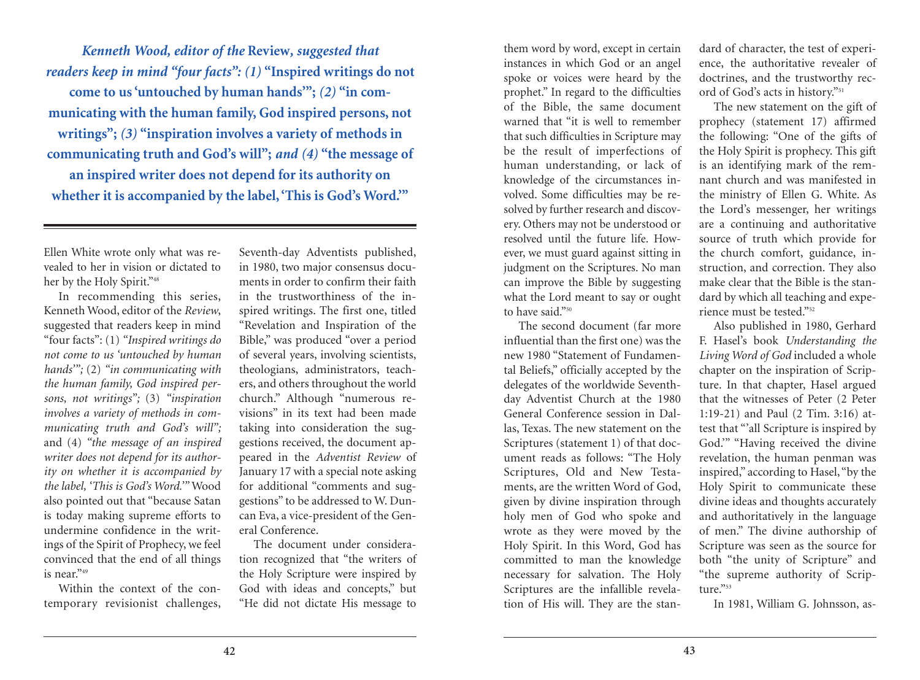***Kenneth Wood, editor of the* Review*, suggested that readers keep in mind "four facts": (1)* "Inspired writings do not come to us 'untouched by human hands'"; *(2)* "in communicating with the human family, God inspired persons, not writings"; *(3)* "inspiration involves a variety of methods in communicating truth and God's will"; *and (4)* "the message of an inspired writer does not depend for its authority on whether it is accompanied by the label, 'This is God's Word.'"**

---

Ellen White wrote only what was revealed to her in vision or dictated to her by the Holy Spirit."[48]

In recommending this series, Kenneth Wood, editor of the *Review*, suggested that readers keep in mind "four facts": (1) *"Inspired writings do not come to us 'untouched by human hands'";* (2) *"in communicating with the human family, God inspired persons, not writings";* (3) *"inspiration involves a variety of methods in communicating truth and God's will";* and (4) *"the message of an inspired writer does not depend for its authority on whether it is accompanied by the label, 'This is God's Word.'"* Wood also pointed out that "because Satan is today making supreme efforts to undermine confidence in the writings of the Spirit of Prophecy, we feel convinced that the end of all things is near."[49]

Within the context of the contemporary revisionist challenges, Seventh-day Adventists published, in 1980, two major consensus documents in order to confirm their faith in the trustworthiness of the inspired writings. The first one, titled "Revelation and Inspiration of the Bible," was produced "over a period of several years, involving scientists, theologians, administrators, teachers, and others throughout the world church." Although "numerous revisions" in its text had been made taking into consideration the suggestions received, the document appeared in the *Adventist Review* of January 17 with a special note asking for additional "comments and suggestions" to be addressed to W. Duncan Eva, a vice-president of the General Conference.

The document under consideration recognized that "the writers of the Holy Scripture were inspired by God with ideas and concepts," but "He did not dictate His message to them word by word, except in certain instances in which God or an angel spoke or voices were heard by the prophet." In regard to the difficulties of the Bible, the same document warned that "it is well to remember that such difficulties in Scripture may be the result of imperfections of human understanding, or lack of knowledge of the circumstances involved. Some difficulties may be resolved by further research and discovery. Others may not be understood or resolved until the future life. However, we must guard against sitting in judgment on the Scriptures. No man can improve the Bible by suggesting what the Lord meant to say or ought to have said."[50]

The second document (far more influential than the first one) was the new 1980 "Statement of Fundamental Beliefs," officially accepted by the delegates of the worldwide Seventh-day Adventist Church at the 1980 General Conference session in Dallas, Texas. The new statement on the Scriptures (statement 1) of that document reads as follows: "The Holy Scriptures, Old and New Testaments, are the written Word of God, given by divine inspiration through holy men of God who spoke and wrote as they were moved by the Holy Spirit. In this Word, God has committed to man the knowledge necessary for salvation. The Holy Scriptures are the infallible revelation of His will. They are the standard of character, the test of experience, the authoritative revealer of doctrines, and the trustworthy record of God's acts in history."[51]

The new statement on the gift of prophecy (statement 17) affirmed the following: "One of the gifts of the Holy Spirit is prophecy. This gift is an identifying mark of the remnant church and was manifested in the ministry of Ellen G. White. As the Lord's messenger, her writings are a continuing and authoritative source of truth which provide for the church comfort, guidance, instruction, and correction. They also make clear that the Bible is the standard by which all teaching and experience must be tested."[52]

Also published in 1980, Gerhard F. Hasel's book *Understanding the Living Word of God* included a whole chapter on the inspiration of Scripture. In that chapter, Hasel argued that the witnesses of Peter (2 Peter 1:19-21) and Paul (2 Tim. 3:16) attest that "'all Scripture is inspired by God.'" "Having received the divine revelation, the human penman was inspired," according to Hasel, "by the Holy Spirit to communicate these divine ideas and thoughts accurately and authoritatively in the language of men." The divine authorship of Scripture was seen as the source for both "the unity of Scripture" and "the supreme authority of Scripture."[53]

In 1981, William G. Johnsson, as-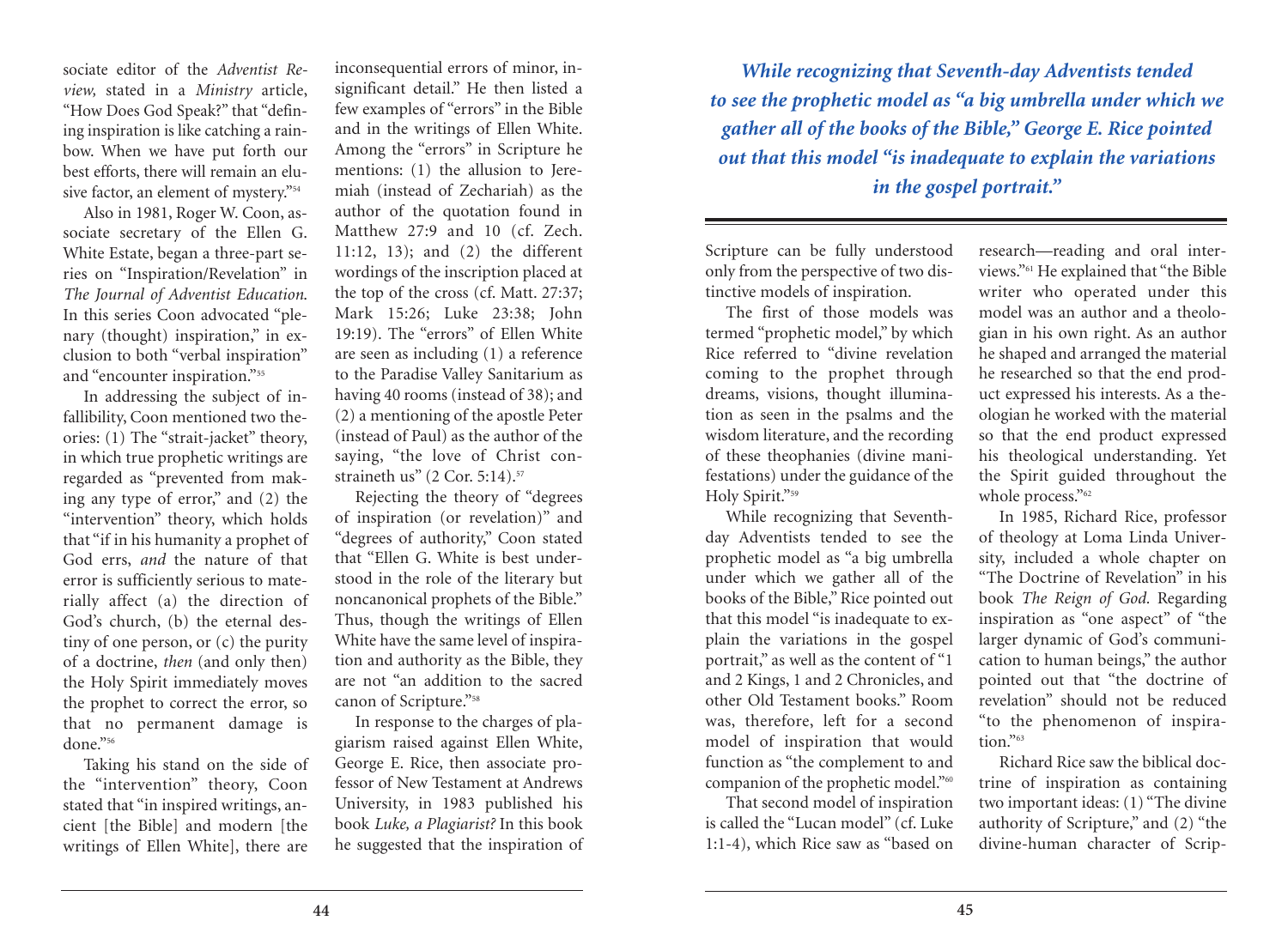sociate editor of the *Adventist Review,* stated in a *Ministry* article, "How Does God Speak?" that "defining inspiration is like catching a rainbow. When we have put forth our best efforts, there will remain an elusive factor, an element of mystery."[54]

Also in 1981, Roger W. Coon, associate secretary of the Ellen G. White Estate, began a three-part series on "Inspiration/Revelation" in *The Journal of Adventist Education.* In this series Coon advocated "plenary (thought) inspiration," in exclusion to both "verbal inspiration" and "encounter inspiration."[55]

In addressing the subject of infallibility, Coon mentioned two theories: (1) The "strait-jacket" theory, in which true prophetic writings are regarded as "prevented from making any type of error," and (2) the "intervention" theory, which holds that "if in his humanity a prophet of God errs, *and* the nature of that error is sufficiently serious to materially affect (a) the direction of God's church, (b) the eternal destiny of one person, or (c) the purity of a doctrine, *then* (and only then) the Holy Spirit immediately moves the prophet to correct the error, so that no permanent damage is done."[56]

Taking his stand on the side of the "intervention" theory, Coon stated that "in inspired writings, ancient [the Bible] and modern [the writings of Ellen White], there are inconsequential errors of minor, insignificant detail." He then listed a few examples of "errors" in the Bible and in the writings of Ellen White. Among the "errors" in Scripture he mentions: (1) the allusion to Jeremiah (instead of Zechariah) as the author of the quotation found in Matthew 27:9 and 10 (cf. Zech. 11:12, 13); and (2) the different wordings of the inscription placed at the top of the cross (cf. Matt. 27:37; Mark 15:26; Luke 23:38; John 19:19). The "errors" of Ellen White are seen as including (1) a reference to the Paradise Valley Sanitarium as having 40 rooms (instead of 38); and (2) a mentioning of the apostle Peter (instead of Paul) as the author of the saying, "the love of Christ constraineth us" (2 Cor. 5:14).[57]

Rejecting the theory of "degrees of inspiration (or revelation)" and "degrees of authority," Coon stated that "Ellen G. White is best understood in the role of the literary but noncanonical prophets of the Bible." Thus, though the writings of Ellen White have the same level of inspiration and authority as the Bible, they are not "an addition to the sacred canon of Scripture."[58]

In response to the charges of plagiarism raised against Ellen White, George E. Rice, then associate professor of New Testament at Andrews University, in 1983 published his book *Luke, a Plagiarist?* In this book he suggested that the inspiration of Scripture can be fully understood only from the perspective of two distinctive models of inspiration.

***While recognizing that Seventh-day Adventists tended to see the prophetic model as "a big umbrella under which we gather all of the books of the Bible," George E. Rice pointed out that this model "is inadequate to explain the variations in the gospel portrait."***

The first of those models was termed "prophetic model," by which Rice referred to "divine revelation coming to the prophet through dreams, visions, thought illumination as seen in the psalms and the wisdom literature, and the recording of these theophanies (divine manifestations) under the guidance of the Holy Spirit."[59]

While recognizing that Seventh-day Adventists tended to see the prophetic model as "a big umbrella under which we gather all of the books of the Bible," Rice pointed out that this model "is inadequate to explain the variations in the gospel portrait," as well as the content of "1 and 2 Kings, 1 and 2 Chronicles, and other Old Testament books." Room was, therefore, left for a second model of inspiration that would function as "the complement to and companion of the prophetic model."[60]

That second model of inspiration is called the "Lucan model" (cf. Luke 1:1-4), which Rice saw as "based on research—reading and oral interviews."[61] He explained that "the Bible writer who operated under this model was an author and a theologian in his own right. As an author he shaped and arranged the material he researched so that the end product expressed his interests. As a theologian he worked with the material so that the end product expressed his theological understanding. Yet the Spirit guided throughout the whole process."[62]

In 1985, Richard Rice, professor of theology at Loma Linda University, included a whole chapter on "The Doctrine of Revelation" in his book *The Reign of God.* Regarding inspiration as "one aspect" of "the larger dynamic of God's communication to human beings," the author pointed out that "the doctrine of revelation" should not be reduced "to the phenomenon of inspiration."[63]

Richard Rice saw the biblical doctrine of inspiration as containing two important ideas: (1) "The divine authority of Scripture," and (2) "the divine-human character of Scrip-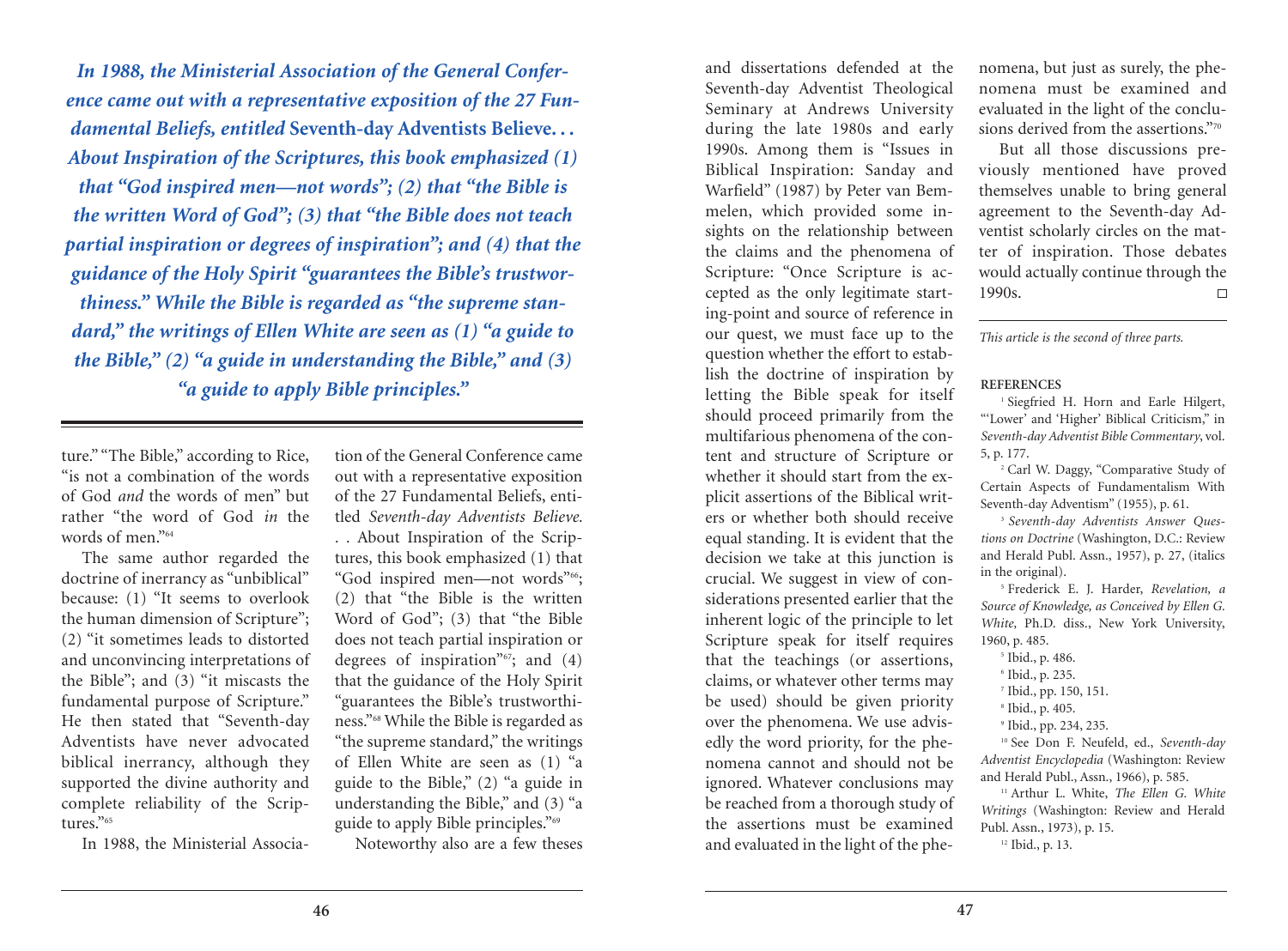*In 1988, the Ministerial Association of the General Conference came out with a representative exposition of the 27 Fundamental Beliefs, entitled* **Seventh-day Adventists Believe. . .** *About Inspiration of the Scriptures, this book emphasized (1) that "God inspired men—not words"; (2) that "the Bible is the written Word of God"; (3) that "the Bible does not teach partial inspiration or degrees of inspiration"; and (4) that the guidance of the Holy Spirit "guarantees the Bible's trustworthiness." While the Bible is regarded as "the supreme standard," the writings of Ellen White are seen as (1) "a guide to the Bible," (2) "a guide in understanding the Bible," and (3) "a guide to apply Bible principles."*

---

ture." "The Bible," according to Rice, "is not a combination of the words of God *and* the words of men" but rather "the word of God *in* the words of men."[64]

The same author regarded the doctrine of inerrancy as "unbiblical" because: (1) "It seems to overlook the human dimension of Scripture"; (2) "it sometimes leads to distorted and unconvincing interpretations of the Bible"; and (3) "it miscasts the fundamental purpose of Scripture." He then stated that "Seventh-day Adventists have never advocated biblical inerrancy, although they supported the divine authority and complete reliability of the Scriptures."[65]

In 1988, the Ministerial Association of the General Conference came out with a representative exposition of the 27 Fundamental Beliefs, entitled *Seventh-day Adventists Believe. . .* About Inspiration of the Scriptures, this book emphasized (1) that "God inspired men—not words"[66]; (2) that "the Bible is the written Word of God"; (3) that "the Bible does not teach partial inspiration or degrees of inspiration"[67]; and (4) that the guidance of the Holy Spirit "guarantees the Bible's trustworthiness."[68] While the Bible is regarded as "the supreme standard," the writings of Ellen White are seen as (1) "a guide to the Bible," (2) "a guide in understanding the Bible," and (3) "a guide to apply Bible principles."[69]

Noteworthy also are a few theses and dissertations defended at the Seventh-day Adventist Theological Seminary at Andrews University during the late 1980s and early 1990s. Among them is "Issues in Biblical Inspiration: Sanday and Warfield" (1987) by Peter van Bemmelen, which provided some insights on the relationship between the claims and the phenomena of Scripture: "Once Scripture is accepted as the only legitimate starting-point and source of reference in our quest, we must face up to the question whether the effort to establish the doctrine of inspiration by letting the Bible speak for itself should proceed primarily from the multifarious phenomena of the content and structure of Scripture or whether it should start from the explicit assertions of the Biblical writers or whether both should receive equal standing. It is evident that the decision we take at this junction is crucial. We suggest in view of considerations presented earlier that the inherent logic of the principle to let Scripture speak for itself requires that the teachings (or assertions, claims, or whatever other terms may be used) should be given priority over the phenomena. We use advisedly the word priority, for the phenomena cannot and should not be ignored. Whatever conclusions may be reached from a thorough study of the assertions must be examined and evaluated in the light of the phenomena, but just as surely, the phenomena must be examined and evaluated in the light of the conclusions derived from the assertions."[70]

But all those discussions previously mentioned have proved themselves unable to bring general agreement to the Seventh-day Adventist scholarly circles on the matter of inspiration. Those debates would actually continue through the 1990s. □

---

*This article is the second of three parts.*

**REFERENCES**

[1] Siegfried H. Horn and Earle Hilgert, "'Lower' and 'Higher' Biblical Criticism," in *Seventh-day Adventist Bible Commentary*, vol. 5, p. 177.

[2] Carl W. Daggy, "Comparative Study of Certain Aspects of Fundamentalism With Seventh-day Adventism" (1955), p. 61.

[3] *Seventh-day Adventists Answer Questions on Doctrine* (Washington, D.C.: Review and Herald Publ. Assn., 1957), p. 27, (italics in the original).

[5] Frederick E. J. Harder, *Revelation, a Source of Knowledge, as Conceived by Ellen G. White,* Ph.D. diss., New York University, 1960, p. 485.

[5] Ibid., p. 486.

[6] Ibid., p. 235.

[7] Ibid., pp. 150, 151.

[8] Ibid., p. 405.

[9] Ibid., pp. 234, 235.

[10] See Don F. Neufeld, ed., *Seventh-day Adventist Encyclopedia* (Washington: Review and Herald Publ., Assn., 1966), p. 585.

[11] Arthur L. White, *The Ellen G. White Writings* (Washington: Review and Herald Publ. Assn., 1973), p. 15.

[12] Ibid., p. 13.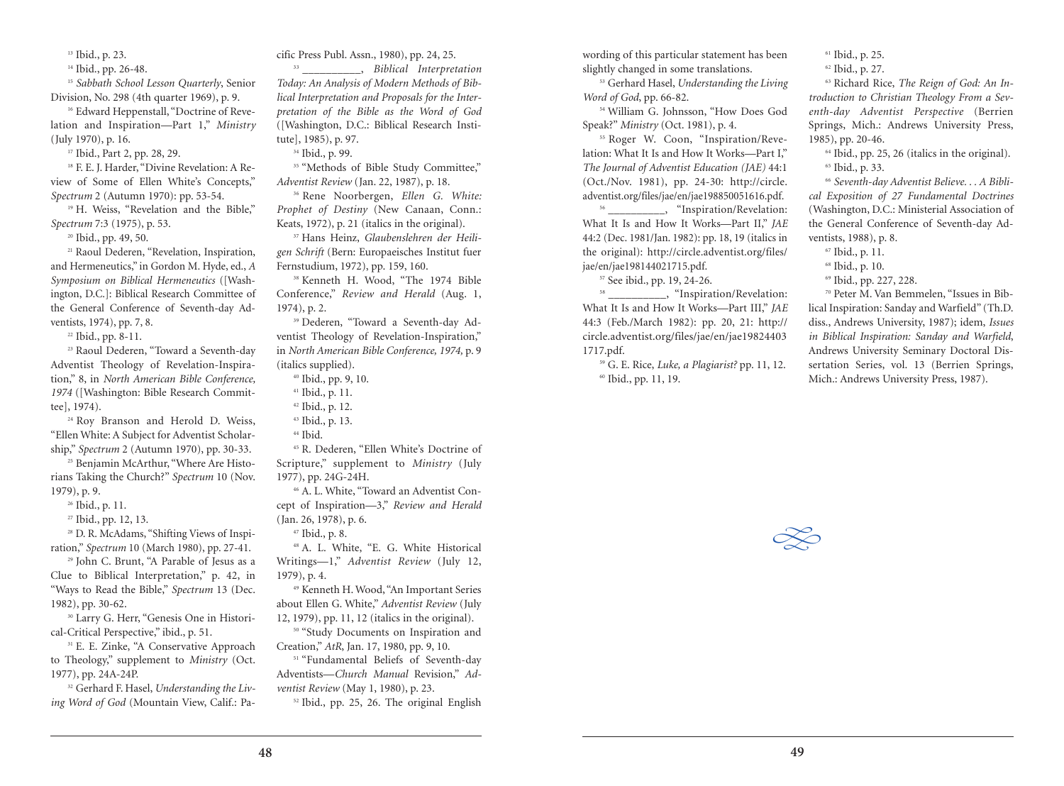[13] Ibid., p. 23.

[14] Ibid., pp. 26-48.

[15] *Sabbath School Lesson Quarterly*, Senior Division, No. 298 (4th quarter 1969), p. 9.

[16] Edward Heppenstall, "Doctrine of Revelation and Inspiration—Part 1," *Ministry* (July 1970), p. 16.

[17] Ibid., Part 2, pp. 28, 29.

[18] F. E. J. Harder, "Divine Revelation: A Review of Some of Ellen White's Concepts," *Spectrum* 2 (Autumn 1970): pp. 53-54.

[19] H. Weiss, "Revelation and the Bible," *Spectrum* 7:3 (1975), p. 53.

[20] Ibid., pp. 49, 50.

[21] Raoul Dederen, "Revelation, Inspiration, and Hermeneutics," in Gordon M. Hyde, ed., *A Symposium on Biblical Hermeneutics* ([Washington, D.C.]: Biblical Research Committee of the General Conference of Seventh-day Adventists, 1974), pp. 7, 8.

[22] Ibid., pp. 8-11.

[23] Raoul Dederen, "Toward a Seventh-day Adventist Theology of Revelation-Inspiration," 8, in *North American Bible Conference, 1974* ([Washington: Bible Research Committee], 1974).

[24] Roy Branson and Herold D. Weiss, "Ellen White: A Subject for Adventist Scholarship," *Spectrum* 2 (Autumn 1970), pp. 30-33.

[25] Benjamin McArthur, "Where Are Historians Taking the Church?" *Spectrum* 10 (Nov. 1979), p. 9.

[26] Ibid., p. 11.

[27] Ibid., pp. 12, 13.

[28] D. R. McAdams, "Shifting Views of Inspiration," *Spectrum* 10 (March 1980), pp. 27-41.

[29] John C. Brunt, "A Parable of Jesus as a Clue to Biblical Interpretation," p. 42, in "Ways to Read the Bible," *Spectrum* 13 (Dec. 1982), pp. 30-62.

[30] Larry G. Herr, "Genesis One in Historical-Critical Perspective," ibid., p. 51.

[31] E. E. Zinke, "A Conservative Approach to Theology," supplement to *Ministry* (Oct. 1977), pp. 24A-24P.

[32] Gerhard F. Hasel, *Understanding the Living Word of God* (Mountain View, Calif.: Pacific Press Publ. Assn., 1980), pp. 24, 25.

[33] __________, *Biblical Interpretation Today: An Analysis of Modern Methods of Biblical Interpretation and Proposals for the Interpretation of the Bible as the Word of God* ([Washington, D.C.: Biblical Research Institute], 1985), p. 97.

[34] Ibid., p. 99.

[35] "Methods of Bible Study Committee," *Adventist Review* (Jan. 22, 1987), p. 18.

[36] Rene Noorbergen, *Ellen G. White: Prophet of Destiny* (New Canaan, Conn.: Keats, 1972), p. 21 (italics in the original).

[37] Hans Heinz, *Glaubenslehren der Heiligen Schrift* (Bern: Europaeisches Institut fuer Fernstudium, 1972), pp. 159, 160.

[38] Kenneth H. Wood, "The 1974 Bible Conference," *Review and Herald* (Aug. 1, 1974), p. 2.

[39] Dederen, "Toward a Seventh-day Adventist Theology of Revelation-Inspiration," in *North American Bible Conference, 1974,* p. 9 (italics supplied).

[40] Ibid., pp. 9, 10.

[41] Ibid., p. 11.

[42] Ibid., p. 12.

[43] Ibid., p. 13.

[44] Ibid.

[45] R. Dederen, "Ellen White's Doctrine of Scripture," supplement to *Ministry* (July 1977), pp. 24G-24H.

[46] A. L. White, "Toward an Adventist Concept of Inspiration—3," *Review and Herald* (Jan. 26, 1978), p. 6.

[47] Ibid., p. 8.

[48] A. L. White, "E. G. White Historical Writings—1," *Adventist Review* (July 12, 1979), p. 4.

[49] Kenneth H. Wood, "An Important Series about Ellen G. White," *Adventist Review* (July 12, 1979), pp. 11, 12 (italics in the original).

[50] "Study Documents on Inspiration and Creation," *AtR*, Jan. 17, 1980, pp. 9, 10.

[51] "Fundamental Beliefs of Seventh-day Adventists—*Church Manual* Revision," *Adventist Review* (May 1, 1980), p. 23.

[52] Ibid., pp. 25, 26. The original English wording of this particular statement has been slightly changed in some translations.

[53] Gerhard Hasel, *Understanding the Living Word of God*, pp. 66-82.

[54] William G. Johnsson, "How Does God Speak?" *Ministry* (Oct. 1981), p. 4.

[55] Roger W. Coon, "Inspiration/Revelation: What It Is and How It Works—Part I," *The Journal of Adventist Education (JAE)* 44:1 (Oct./Nov. 1981), pp. 24-30: http://circle.adventist.org/files/jae/en/jae198850051616.pdf.

[56] __________, "Inspiration/Revelation: What It Is and How It Works—Part II," *JAE* 44:2 (Dec. 1981/Jan. 1982): pp. 18, 19 (italics in the original): http://circle.adventist.org/files/jae/en/jae198144021715.pdf.

[57] See ibid., pp. 19, 24-26.

[58] __________, "Inspiration/Revelation: What It Is and How It Works—Part III," *JAE* 44:3 (Feb./March 1982): pp. 20, 21: http://circle.adventist.org/files/jae/en/jae198244031717.pdf.

[59] G. E. Rice, *Luke, a Plagiarist?* pp. 11, 12.

[60] Ibid., pp. 11, 19.

[61] Ibid., p. 25.

[62] Ibid., p. 27.

[63] Richard Rice, *The Reign of God: An Introduction to Christian Theology From a Seventh-day Adventist Perspective* (Berrien Springs, Mich.: Andrews University Press, 1985), pp. 20-46.

[64] Ibid., pp. 25, 26 (italics in the original).

[65] Ibid., p. 33.

[66] *Seventh-day Adventist Believe. . . A Biblical Exposition of 27 Fundamental Doctrines* (Washington, D.C.: Ministerial Association of the General Conference of Seventh-day Adventists, 1988), p. 8.

[67] Ibid., p. 11.

[68] Ibid., p. 10.

[69] Ibid., pp. 227, 228.

[70] Peter M. Van Bemmelen, "Issues in Biblical Inspiration: Sanday and Warfield" (Th.D. diss., Andrews University, 1987); idem, *Issues in Biblical Inspiration: Sanday and Warfield*, Andrews University Seminary Doctoral Dissertation Series, vol. 13 (Berrien Springs, Mich.: Andrews University Press, 1987).